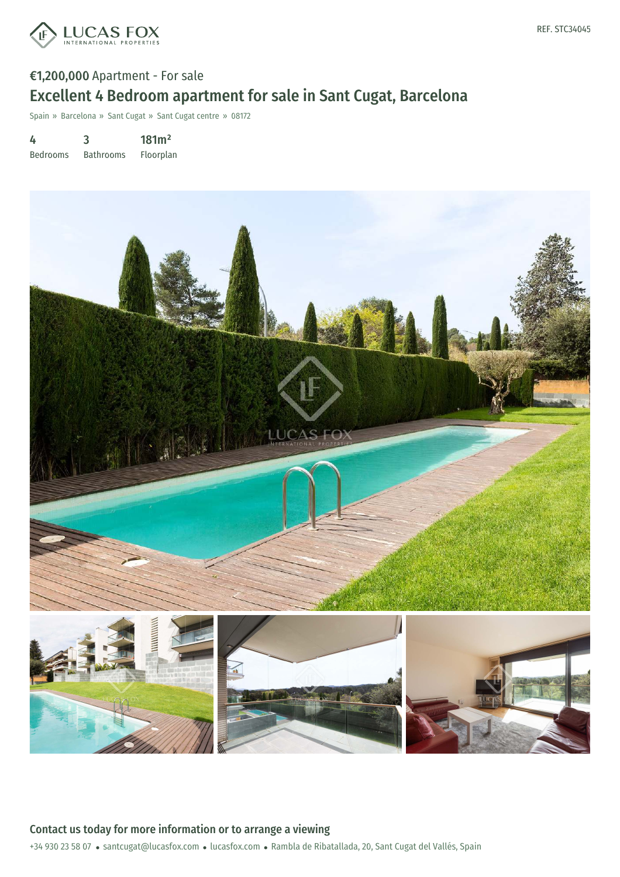REF. STC34045

€1,200,000 Apartment - For sale

# Excellent 4 Bedroom apartment for sale in Sant Cugat, Barcelona

Spain » Barcelona » Sant Cugat » Sant Cugat centre » 08172

| 4 | 3 | 181m² |
|---|---|---|
| Bedrooms | Bathrooms | Floorplan |

## Contact us today for more information or to arrange a viewing

+34 930 23 58 07 • santcugat@lucasfox.com • lucasfox.com • Rambla de Ribatallada, 20, Sant Cugat del Vallés, Spain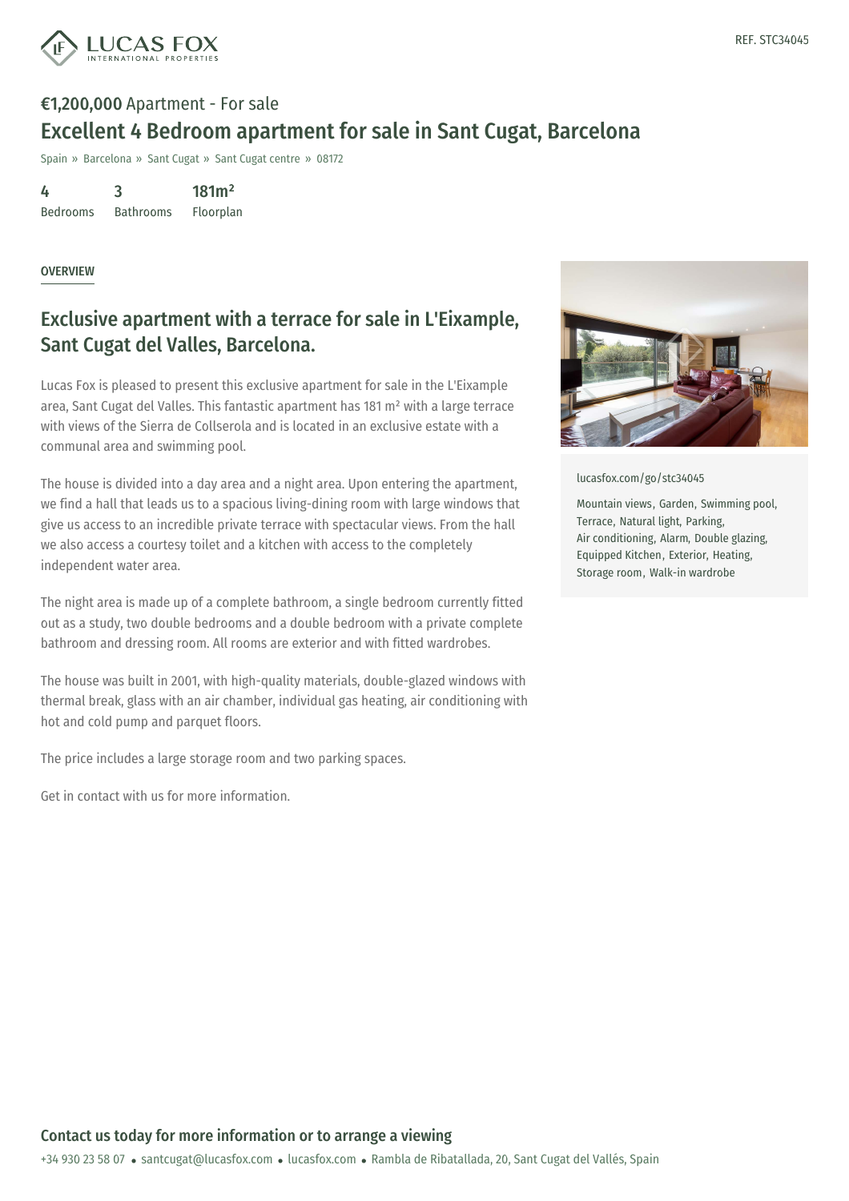REF. STC34045

**€1,200,000** Apartment - For sale

# Excellent 4 Bedroom apartment for sale in Sant Cugat, Barcelona

Spain » Barcelona » Sant Cugat » Sant Cugat centre » 08172

| 4 | 3 | 181m² |
|---|---|---|
| Bedrooms | Bathrooms | Floorplan |

OVERVIEW

## Exclusive apartment with a terrace for sale in L'Eixample, Sant Cugat del Valles, Barcelona.

Lucas Fox is pleased to present this exclusive apartment for sale in the L'Eixample area, Sant Cugat del Valles. This fantastic apartment has 181 m² with a large terrace with views of the Sierra de Collserola and is located in an exclusive estate with a communal area and swimming pool.

The house is divided into a day area and a night area. Upon entering the apartment, we find a hall that leads us to a spacious living-dining room with large windows that give us access to an incredible private terrace with spectacular views. From the hall we also access a courtesy toilet and a kitchen with access to the completely independent water area.

The night area is made up of a complete bathroom, a single bedroom currently fitted out as a study, two double bedrooms and a double bedroom with a private complete bathroom and dressing room. All rooms are exterior and with fitted wardrobes.

The house was built in 2001, with high-quality materials, double-glazed windows with thermal break, glass with an air chamber, individual gas heating, air conditioning with hot and cold pump and parquet floors.

The price includes a large storage room and two parking spaces.

Get in contact with us for more information.

lucasfox.com/go/stc34045

Mountain views, Garden, Swimming pool, Terrace, Natural light, Parking, Air conditioning, Alarm, Double glazing, Equipped Kitchen, Exterior, Heating, Storage room, Walk-in wardrobe

### Contact us today for more information or to arrange a viewing

+34 930 23 58 07 • santcugat@lucasfox.com • lucasfox.com • Rambla de Ribatallada, 20, Sant Cugat del Vallés, Spain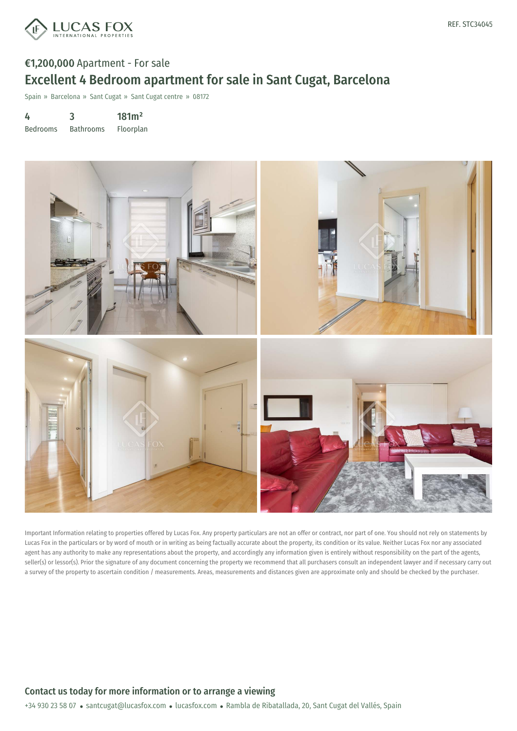REF. STC34045

# €1,200,000 Apartment - For sale

## Excellent 4 Bedroom apartment for sale in Sant Cugat, Barcelona

Spain » Barcelona » Sant Cugat » Sant Cugat centre » 08172

| 4 | 3 | 181m² |
|---|---|---|
| Bedrooms | Bathrooms | Floorplan |

Important Information relating to properties offered by Lucas Fox. Any property particulars are not an offer or contract, nor part of one. You should not rely on statements by Lucas Fox in the particulars or by word of mouth or in writing as being factually accurate about the property, its condition or its value. Neither Lucas Fox nor any associated agent has any authority to make any representations about the property, and accordingly any information given is entirely without responsibility on the part of the agents, seller(s) or lessor(s). Prior the signature of any document concerning the property we recommend that all purchasers consult an independent lawyer and if necessary carry out a survey of the property to ascertain condition / measurements. Areas, measurements and distances given are approximate only and should be checked by the purchaser.

## Contact us today for more information or to arrange a viewing

+34 930 23 58 07 • santcugat@lucasfox.com • lucasfox.com • Rambla de Ribatallada, 20, Sant Cugat del Vallés, Spain